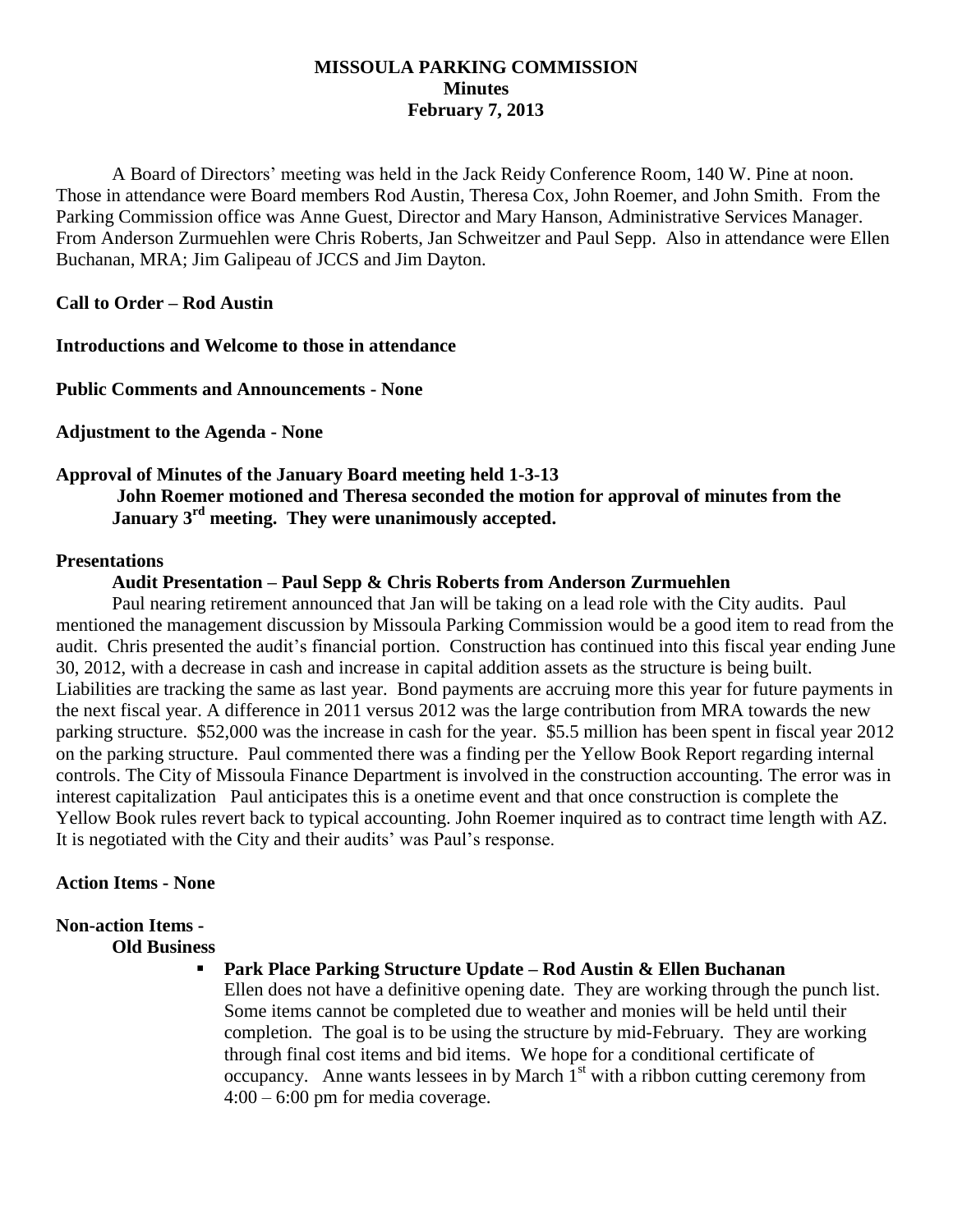# MISSOULA PARKING COMMISSION
## Minutes
## February 7, 2013

A Board of Directors' meeting was held in the Jack Reidy Conference Room, 140 W. Pine at noon. Those in attendance were Board members Rod Austin, Theresa Cox, John Roemer, and John Smith. From the Parking Commission office was Anne Guest, Director and Mary Hanson, Administrative Services Manager. From Anderson Zurmuehlen were Chris Roberts, Jan Schweitzer and Paul Sepp. Also in attendance were Ellen Buchanan, MRA; Jim Galipeau of JCCS and Jim Dayton.

**Call to Order – Rod Austin**

**Introductions and Welcome to those in attendance**

**Public Comments and Announcements - None**

**Adjustment to the Agenda - None**

**Approval of Minutes of the January Board meeting held 1-3-13**

**John Roemer motioned and Theresa seconded the motion for approval of minutes from the January 3rd meeting. They were unanimously accepted.**

**Presentations**

**Audit Presentation – Paul Sepp & Chris Roberts from Anderson Zurmuehlen**

Paul nearing retirement announced that Jan will be taking on a lead role with the City audits. Paul mentioned the management discussion by Missoula Parking Commission would be a good item to read from the audit. Chris presented the audit's financial portion. Construction has continued into this fiscal year ending June 30, 2012, with a decrease in cash and increase in capital addition assets as the structure is being built. Liabilities are tracking the same as last year. Bond payments are accruing more this year for future payments in the next fiscal year. A difference in 2011 versus 2012 was the large contribution from MRA towards the new parking structure. $52,000 was the increase in cash for the year. $5.5 million has been spent in fiscal year 2012 on the parking structure. Paul commented there was a finding per the Yellow Book Report regarding internal controls. The City of Missoula Finance Department is involved in the construction accounting. The error was in interest capitalization Paul anticipates this is a onetime event and that once construction is complete the Yellow Book rules revert back to typical accounting. John Roemer inquired as to contract time length with AZ. It is negotiated with the City and their audits' was Paul's response.

**Action Items - None**

**Non-action Items -**

**Old Business**

- **Park Place Parking Structure Update – Rod Austin & Ellen Buchanan**

  Ellen does not have a definitive opening date. They are working through the punch list. Some items cannot be completed due to weather and monies will be held until their completion. The goal is to be using the structure by mid-February. They are working through final cost items and bid items. We hope for a conditional certificate of occupancy. Anne wants lessees in by March 1st with a ribbon cutting ceremony from 4:00 – 6:00 pm for media coverage.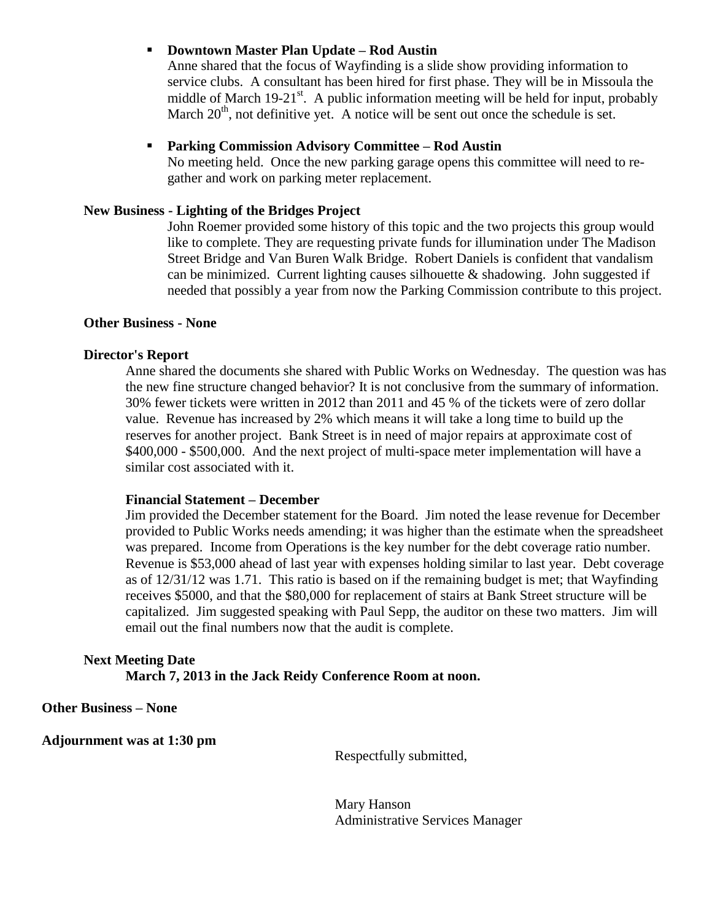- **Downtown Master Plan Update – Rod Austin**
  Anne shared that the focus of Wayfinding is a slide show providing information to service clubs. A consultant has been hired for first phase. They will be in Missoula the middle of March 19-21st. A public information meeting will be held for input, probably March 20th, not definitive yet. A notice will be sent out once the schedule is set.

- **Parking Commission Advisory Committee – Rod Austin**
  No meeting held. Once the new parking garage opens this committee will need to re-gather and work on parking meter replacement.

**New Business - Lighting of the Bridges Project**

John Roemer provided some history of this topic and the two projects this group would like to complete. They are requesting private funds for illumination under The Madison Street Bridge and Van Buren Walk Bridge. Robert Daniels is confident that vandalism can be minimized. Current lighting causes silhouette & shadowing. John suggested if needed that possibly a year from now the Parking Commission contribute to this project.

**Other Business - None**

**Director's Report**

Anne shared the documents she shared with Public Works on Wednesday. The question was has the new fine structure changed behavior? It is not conclusive from the summary of information. 30% fewer tickets were written in 2012 than 2011 and 45 % of the tickets were of zero dollar value. Revenue has increased by 2% which means it will take a long time to build up the reserves for another project. Bank Street is in need of major repairs at approximate cost of $400,000 - $500,000. And the next project of multi-space meter implementation will have a similar cost associated with it.

**Financial Statement – December**

Jim provided the December statement for the Board. Jim noted the lease revenue for December provided to Public Works needs amending; it was higher than the estimate when the spreadsheet was prepared. Income from Operations is the key number for the debt coverage ratio number. Revenue is $53,000 ahead of last year with expenses holding similar to last year. Debt coverage as of 12/31/12 was 1.71. This ratio is based on if the remaining budget is met; that Wayfinding receives $5000, and that the $80,000 for replacement of stairs at Bank Street structure will be capitalized. Jim suggested speaking with Paul Sepp, the auditor on these two matters. Jim will email out the final numbers now that the audit is complete.

**Next Meeting Date**

**March 7, 2013 in the Jack Reidy Conference Room at noon.**

**Other Business – None**

**Adjournment was at 1:30 pm**

Respectfully submitted,

Mary Hanson
Administrative Services Manager